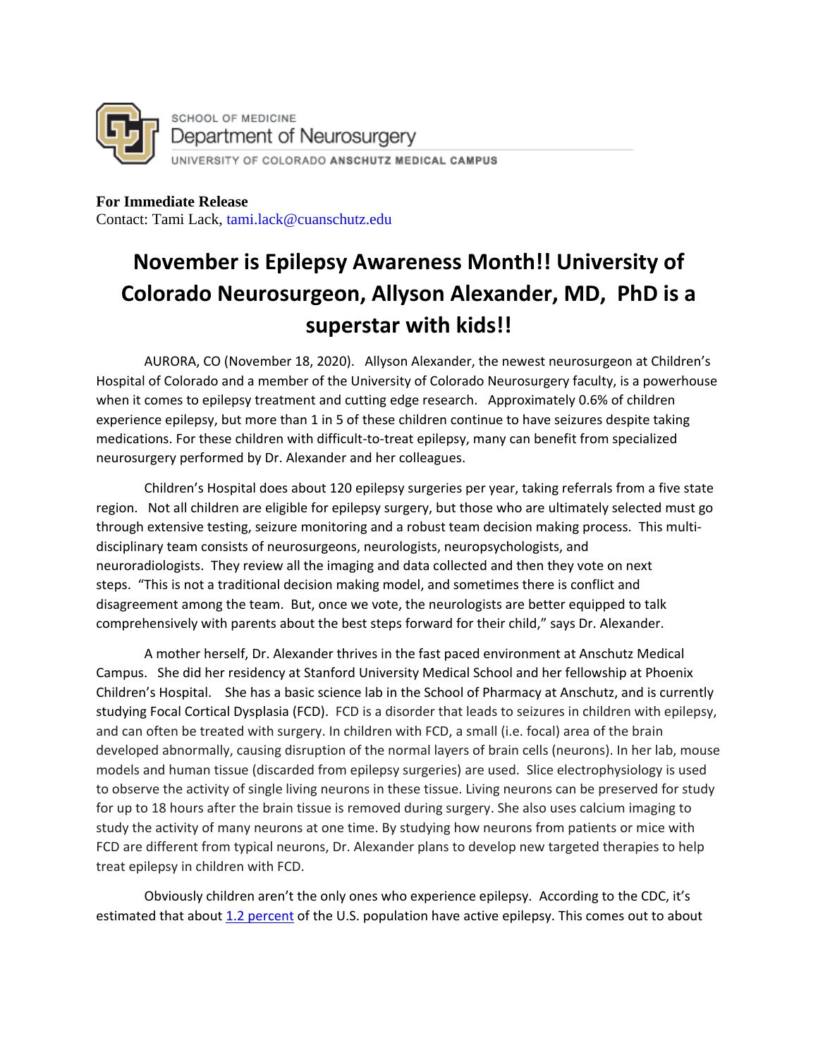SCHOOL OF MEDICINE
Department of Neurosurgery
UNIVERSITY OF COLORADO **ANSCHUTZ MEDICAL CAMPUS**

**For Immediate Release**
Contact: Tami Lack, tami.lack@cuanschutz.edu

# November is Epilepsy Awareness Month!! University of Colorado Neurosurgeon, Allyson Alexander, MD, PhD is a superstar with kids!!

AURORA, CO (November 18, 2020). Allyson Alexander, the newest neurosurgeon at Children's Hospital of Colorado and a member of the University of Colorado Neurosurgery faculty, is a powerhouse when it comes to epilepsy treatment and cutting edge research. Approximately 0.6% of children experience epilepsy, but more than 1 in 5 of these children continue to have seizures despite taking medications. For these children with difficult-to-treat epilepsy, many can benefit from specialized neurosurgery performed by Dr. Alexander and her colleagues.

Children's Hospital does about 120 epilepsy surgeries per year, taking referrals from a five state region. Not all children are eligible for epilepsy surgery, but those who are ultimately selected must go through extensive testing, seizure monitoring and a robust team decision making process. This multi-disciplinary team consists of neurosurgeons, neurologists, neuropsychologists, and neuroradiologists. They review all the imaging and data collected and then they vote on next steps. "This is not a traditional decision making model, and sometimes there is conflict and disagreement among the team. But, once we vote, the neurologists are better equipped to talk comprehensively with parents about the best steps forward for their child," says Dr. Alexander.

A mother herself, Dr. Alexander thrives in the fast paced environment at Anschutz Medical Campus. She did her residency at Stanford University Medical School and her fellowship at Phoenix Children's Hospital. She has a basic science lab in the School of Pharmacy at Anschutz, and is currently studying Focal Cortical Dysplasia (FCD). FCD is a disorder that leads to seizures in children with epilepsy, and can often be treated with surgery. In children with FCD, a small (i.e. focal) area of the brain developed abnormally, causing disruption of the normal layers of brain cells (neurons). In her lab, mouse models and human tissue (discarded from epilepsy surgeries) are used. Slice electrophysiology is used to observe the activity of single living neurons in these tissue. Living neurons can be preserved for study for up to 18 hours after the brain tissue is removed during surgery. She also uses calcium imaging to study the activity of many neurons at one time. By studying how neurons from patients or mice with FCD are different from typical neurons, Dr. Alexander plans to develop new targeted therapies to help treat epilepsy in children with FCD.

Obviously children aren't the only ones who experience epilepsy. According to the CDC, it's estimated that about [1.2 percent] of the U.S. population have active epilepsy. This comes out to about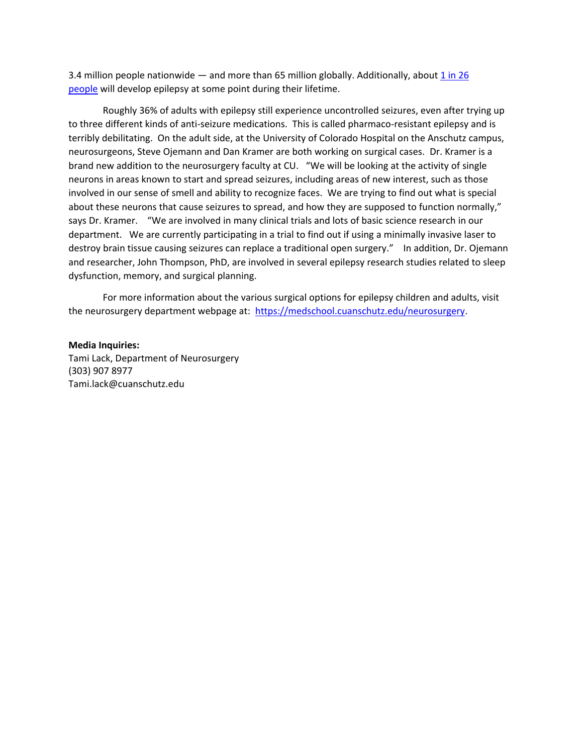3.4 million people nationwide — and more than 65 million globally. Additionally, about [1 in 26 people](#) will develop epilepsy at some point during their lifetime.

Roughly 36% of adults with epilepsy still experience uncontrolled seizures, even after trying up to three different kinds of anti-seizure medications. This is called pharmaco-resistant epilepsy and is terribly debilitating. On the adult side, at the University of Colorado Hospital on the Anschutz campus, neurosurgeons, Steve Ojemann and Dan Kramer are both working on surgical cases. Dr. Kramer is a brand new addition to the neurosurgery faculty at CU. "We will be looking at the activity of single neurons in areas known to start and spread seizures, including areas of new interest, such as those involved in our sense of smell and ability to recognize faces. We are trying to find out what is special about these neurons that cause seizures to spread, and how they are supposed to function normally," says Dr. Kramer. "We are involved in many clinical trials and lots of basic science research in our department. We are currently participating in a trial to find out if using a minimally invasive laser to destroy brain tissue causing seizures can replace a traditional open surgery." In addition, Dr. Ojemann and researcher, John Thompson, PhD, are involved in several epilepsy research studies related to sleep dysfunction, memory, and surgical planning.

For more information about the various surgical options for epilepsy children and adults, visit the neurosurgery department webpage at: [https://medschool.cuanschutz.edu/neurosurgery](https://medschool.cuanschutz.edu/neurosurgery).

**Media Inquiries:**
Tami Lack, Department of Neurosurgery
(303) 907 8977
Tami.lack@cuanschutz.edu